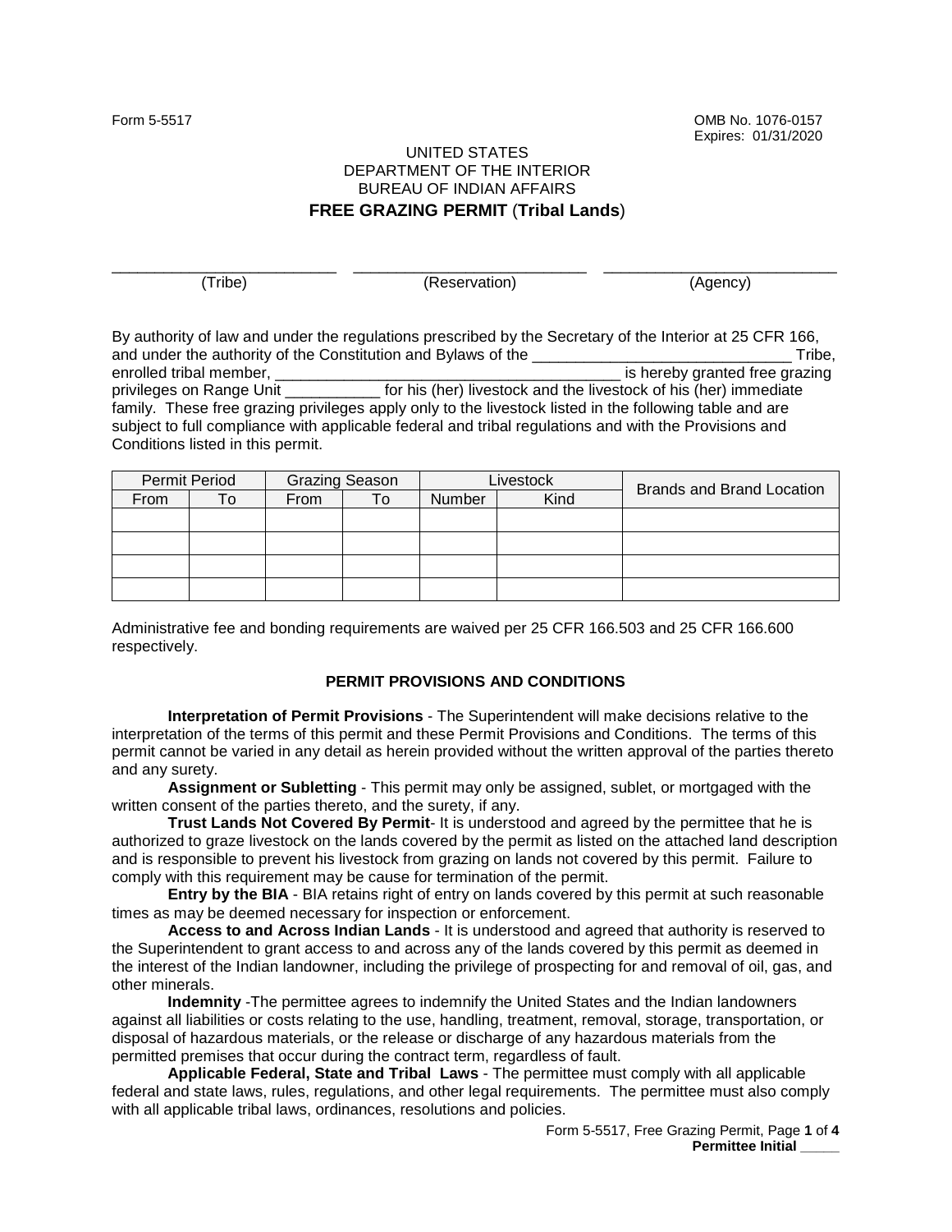Form 5-5517

OMB No. 1076-0157
Expires: 01/31/2020

UNITED STATES
DEPARTMENT OF THE INTERIOR
BUREAU OF INDIAN AFFAIRS

# FREE GRAZING PERMIT (Tribal Lands)

| ___________________________ | ___________________________ | ___________________________ |
|---|---|---|
| (Tribe) | (Reservation) | (Agency) |

By authority of law and under the regulations prescribed by the Secretary of the Interior at 25 CFR 166, and under the authority of the Constitution and Bylaws of the ______________________________ Tribe, enrolled tribal member, _________________________________________ is hereby granted free grazing privileges on Range Unit ___________ for his (her) livestock and the livestock of his (her) immediate family. These free grazing privileges apply only to the livestock listed in the following table and are subject to full compliance with applicable federal and tribal regulations and with the Provisions and Conditions listed in this permit.

| Permit Period | | Grazing Season | | Livestock | | Brands and Brand Location |
|---|---|---|---|---|---|---|
| From | To | From | To | Number | Kind | |
| | | | | | | |
| | | | | | | |
| | | | | | | |
| | | | | | | |

Administrative fee and bonding requirements are waived per 25 CFR 166.503 and 25 CFR 166.600 respectively.

## PERMIT PROVISIONS AND CONDITIONS

**Interpretation of Permit Provisions** - The Superintendent will make decisions relative to the interpretation of the terms of this permit and these Permit Provisions and Conditions. The terms of this permit cannot be varied in any detail as herein provided without the written approval of the parties thereto and any surety.

**Assignment or Subletting** - This permit may only be assigned, sublet, or mortgaged with the written consent of the parties thereto, and the surety, if any.

**Trust Lands Not Covered By Permit**- It is understood and agreed by the permittee that he is authorized to graze livestock on the lands covered by the permit as listed on the attached land description and is responsible to prevent his livestock from grazing on lands not covered by this permit. Failure to comply with this requirement may be cause for termination of the permit.

**Entry by the BIA** - BIA retains right of entry on lands covered by this permit at such reasonable times as may be deemed necessary for inspection or enforcement.

**Access to and Across Indian Lands** - It is understood and agreed that authority is reserved to the Superintendent to grant access to and across any of the lands covered by this permit as deemed in the interest of the Indian landowner, including the privilege of prospecting for and removal of oil, gas, and other minerals.

**Indemnity** -The permittee agrees to indemnify the United States and the Indian landowners against all liabilities or costs relating to the use, handling, treatment, removal, storage, transportation, or disposal of hazardous materials, or the release or discharge of any hazardous materials from the permitted premises that occur during the contract term, regardless of fault.

**Applicable Federal, State and Tribal Laws** - The permittee must comply with all applicable federal and state laws, rules, regulations, and other legal requirements. The permittee must also comply with all applicable tribal laws, ordinances, resolutions and policies.

**Permittee Initial _____**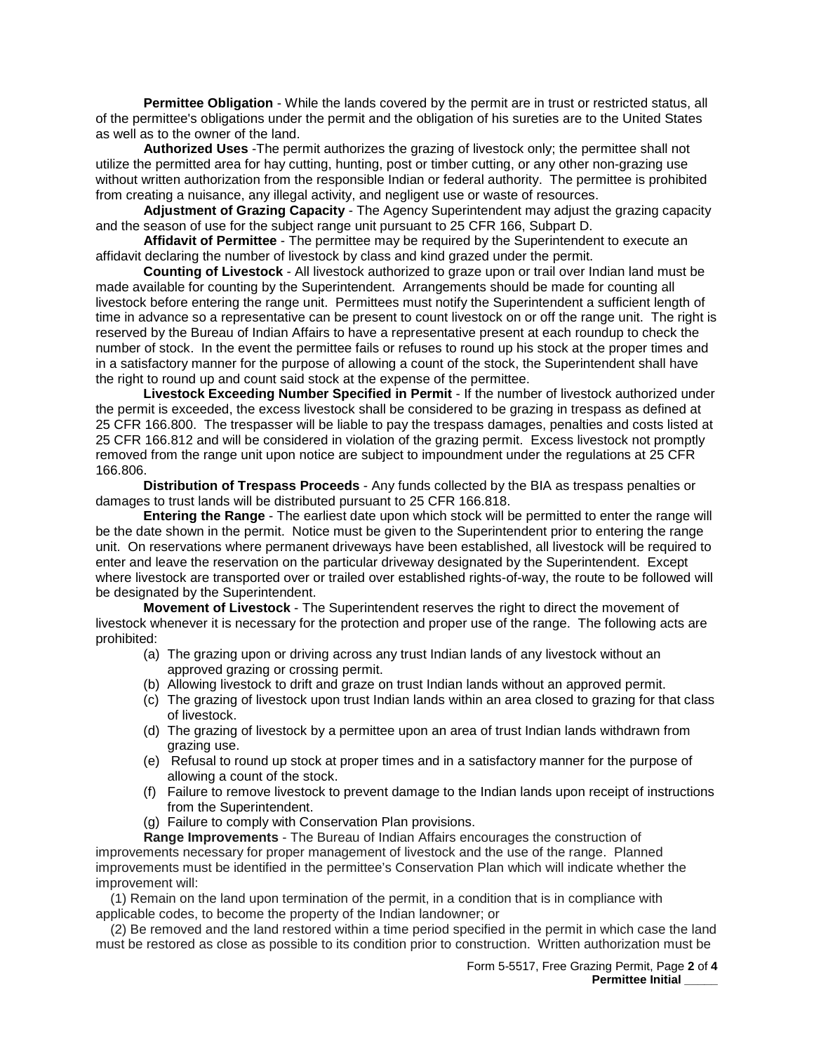**Permittee Obligation** - While the lands covered by the permit are in trust or restricted status, all of the permittee's obligations under the permit and the obligation of his sureties are to the United States as well as to the owner of the land.

**Authorized Uses** -The permit authorizes the grazing of livestock only; the permittee shall not utilize the permitted area for hay cutting, hunting, post or timber cutting, or any other non-grazing use without written authorization from the responsible Indian or federal authority. The permittee is prohibited from creating a nuisance, any illegal activity, and negligent use or waste of resources.

**Adjustment of Grazing Capacity** - The Agency Superintendent may adjust the grazing capacity and the season of use for the subject range unit pursuant to 25 CFR 166, Subpart D.

**Affidavit of Permittee** - The permittee may be required by the Superintendent to execute an affidavit declaring the number of livestock by class and kind grazed under the permit.

**Counting of Livestock** - All livestock authorized to graze upon or trail over Indian land must be made available for counting by the Superintendent. Arrangements should be made for counting all livestock before entering the range unit. Permittees must notify the Superintendent a sufficient length of time in advance so a representative can be present to count livestock on or off the range unit. The right is reserved by the Bureau of Indian Affairs to have a representative present at each roundup to check the number of stock. In the event the permittee fails or refuses to round up his stock at the proper times and in a satisfactory manner for the purpose of allowing a count of the stock, the Superintendent shall have the right to round up and count said stock at the expense of the permittee.

**Livestock Exceeding Number Specified in Permit** - If the number of livestock authorized under the permit is exceeded, the excess livestock shall be considered to be grazing in trespass as defined at 25 CFR 166.800. The trespasser will be liable to pay the trespass damages, penalties and costs listed at 25 CFR 166.812 and will be considered in violation of the grazing permit. Excess livestock not promptly removed from the range unit upon notice are subject to impoundment under the regulations at 25 CFR 166.806.

**Distribution of Trespass Proceeds** - Any funds collected by the BIA as trespass penalties or damages to trust lands will be distributed pursuant to 25 CFR 166.818.

**Entering the Range** - The earliest date upon which stock will be permitted to enter the range will be the date shown in the permit. Notice must be given to the Superintendent prior to entering the range unit. On reservations where permanent driveways have been established, all livestock will be required to enter and leave the reservation on the particular driveway designated by the Superintendent. Except where livestock are transported over or trailed over established rights-of-way, the route to be followed will be designated by the Superintendent.

**Movement of Livestock** - The Superintendent reserves the right to direct the movement of livestock whenever it is necessary for the protection and proper use of the range. The following acts are prohibited:

(a) The grazing upon or driving across any trust Indian lands of any livestock without an approved grazing or crossing permit.
(b) Allowing livestock to drift and graze on trust Indian lands without an approved permit.
(c) The grazing of livestock upon trust Indian lands within an area closed to grazing for that class of livestock.
(d) The grazing of livestock by a permittee upon an area of trust Indian lands withdrawn from grazing use.
(e) Refusal to round up stock at proper times and in a satisfactory manner for the purpose of allowing a count of the stock.
(f) Failure to remove livestock to prevent damage to the Indian lands upon receipt of instructions from the Superintendent.
(g) Failure to comply with Conservation Plan provisions.

**Range Improvements** - The Bureau of Indian Affairs encourages the construction of improvements necessary for proper management of livestock and the use of the range. Planned improvements must be identified in the permittee's Conservation Plan which will indicate whether the improvement will:

(1) Remain on the land upon termination of the permit, in a condition that is in compliance with applicable codes, to become the property of the Indian landowner; or

(2) Be removed and the land restored within a time period specified in the permit in which case the land must be restored as close as possible to its condition prior to construction. Written authorization must be

Form 5-5517, Free Grazing Permit, Page **2** of **4**
**Permittee Initial _____**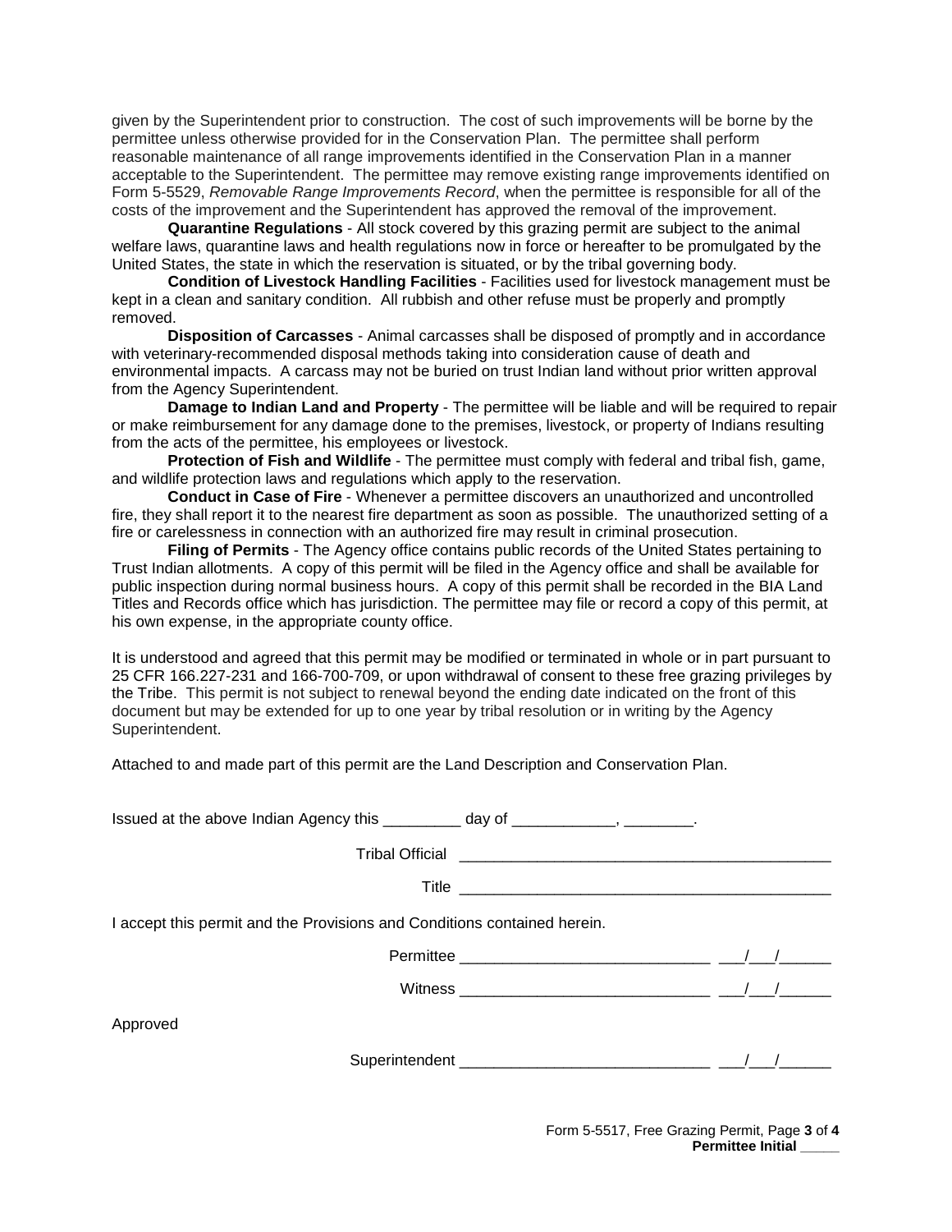given by the Superintendent prior to construction. The cost of such improvements will be borne by the permittee unless otherwise provided for in the Conservation Plan. The permittee shall perform reasonable maintenance of all range improvements identified in the Conservation Plan in a manner acceptable to the Superintendent. The permittee may remove existing range improvements identified on Form 5-5529, *Removable Range Improvements Record*, when the permittee is responsible for all of the costs of the improvement and the Superintendent has approved the removal of the improvement.

**Quarantine Regulations** - All stock covered by this grazing permit are subject to the animal welfare laws, quarantine laws and health regulations now in force or hereafter to be promulgated by the United States, the state in which the reservation is situated, or by the tribal governing body.

**Condition of Livestock Handling Facilities** - Facilities used for livestock management must be kept in a clean and sanitary condition. All rubbish and other refuse must be properly and promptly removed.

**Disposition of Carcasses** - Animal carcasses shall be disposed of promptly and in accordance with veterinary-recommended disposal methods taking into consideration cause of death and environmental impacts. A carcass may not be buried on trust Indian land without prior written approval from the Agency Superintendent.

**Damage to Indian Land and Property** - The permittee will be liable and will be required to repair or make reimbursement for any damage done to the premises, livestock, or property of Indians resulting from the acts of the permittee, his employees or livestock.

**Protection of Fish and Wildlife** - The permittee must comply with federal and tribal fish, game, and wildlife protection laws and regulations which apply to the reservation.

**Conduct in Case of Fire** - Whenever a permittee discovers an unauthorized and uncontrolled fire, they shall report it to the nearest fire department as soon as possible. The unauthorized setting of a fire or carelessness in connection with an authorized fire may result in criminal prosecution.

**Filing of Permits** - The Agency office contains public records of the United States pertaining to Trust Indian allotments. A copy of this permit will be filed in the Agency office and shall be available for public inspection during normal business hours. A copy of this permit shall be recorded in the BIA Land Titles and Records office which has jurisdiction. The permittee may file or record a copy of this permit, at his own expense, in the appropriate county office.

It is understood and agreed that this permit may be modified or terminated in whole or in part pursuant to 25 CFR 166.227-231 and 166-700-709, or upon withdrawal of consent to these free grazing privileges by the Tribe. This permit is not subject to renewal beyond the ending date indicated on the front of this document but may be extended for up to one year by tribal resolution or in writing by the Agency Superintendent.

Attached to and made part of this permit are the Land Description and Conservation Plan.

Issued at the above Indian Agency this _________ day of ____________, ________.

Tribal Official ____________________________________________

Title ____________________________________________

I accept this permit and the Provisions and Conditions contained herein.

Permittee _____________________________ ___/___/______

Witness _____________________________ ___/___/______

Approved

Superintendent _____________________________ ___/___/______

**Permittee Initial _____**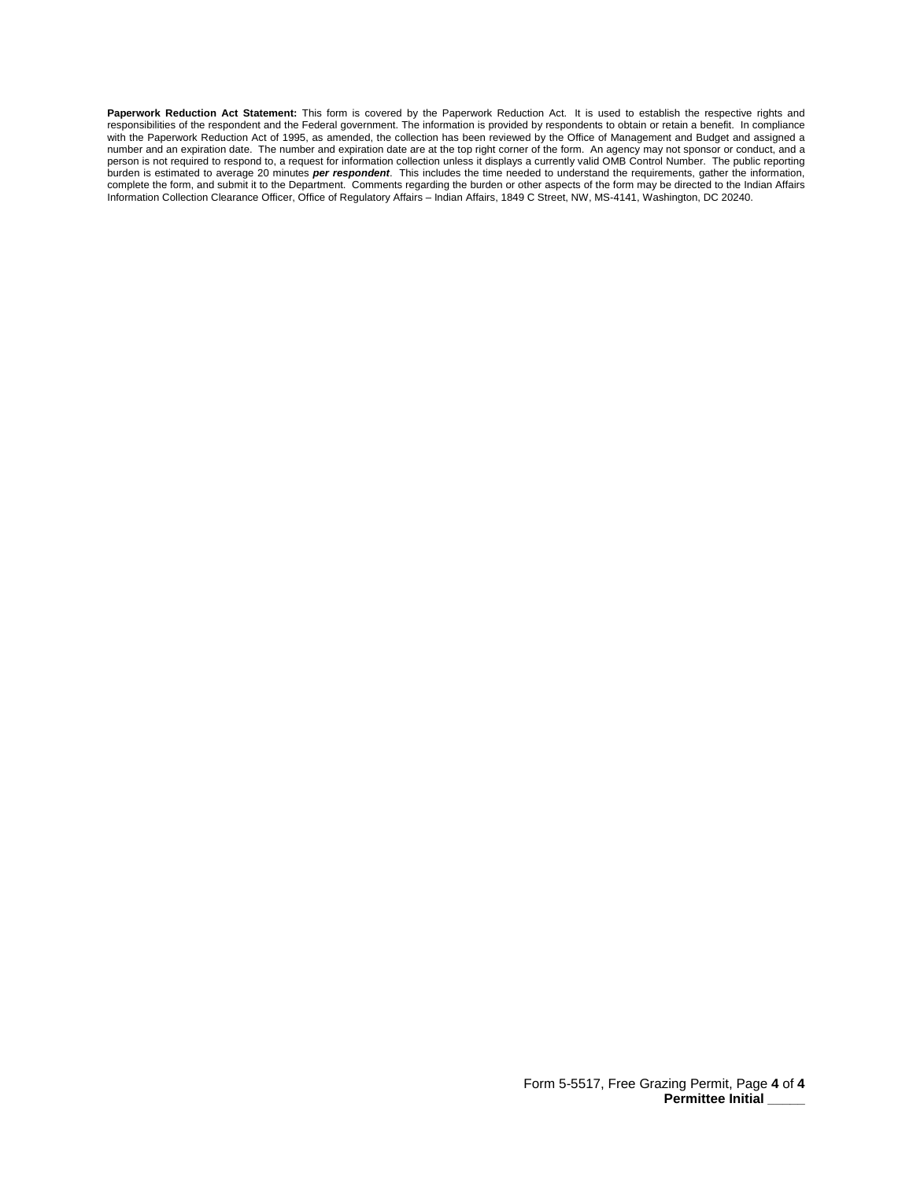**Paperwork Reduction Act Statement:** This form is covered by the Paperwork Reduction Act. It is used to establish the respective rights and responsibilities of the respondent and the Federal government. The information is provided by respondents to obtain or retain a benefit. In compliance with the Paperwork Reduction Act of 1995, as amended, the collection has been reviewed by the Office of Management and Budget and assigned a number and an expiration date. The number and expiration date are at the top right corner of the form. An agency may not sponsor or conduct, and a person is not required to respond to, a request for information collection unless it displays a currently valid OMB Control Number. The public reporting burden is estimated to average 20 minutes ***per respondent***. This includes the time needed to understand the requirements, gather the information, complete the form, and submit it to the Department. Comments regarding the burden or other aspects of the form may be directed to the Indian Affairs Information Collection Clearance Officer, Office of Regulatory Affairs – Indian Affairs, 1849 C Street, NW, MS-4141, Washington, DC 20240.

**Permittee Initial _____**